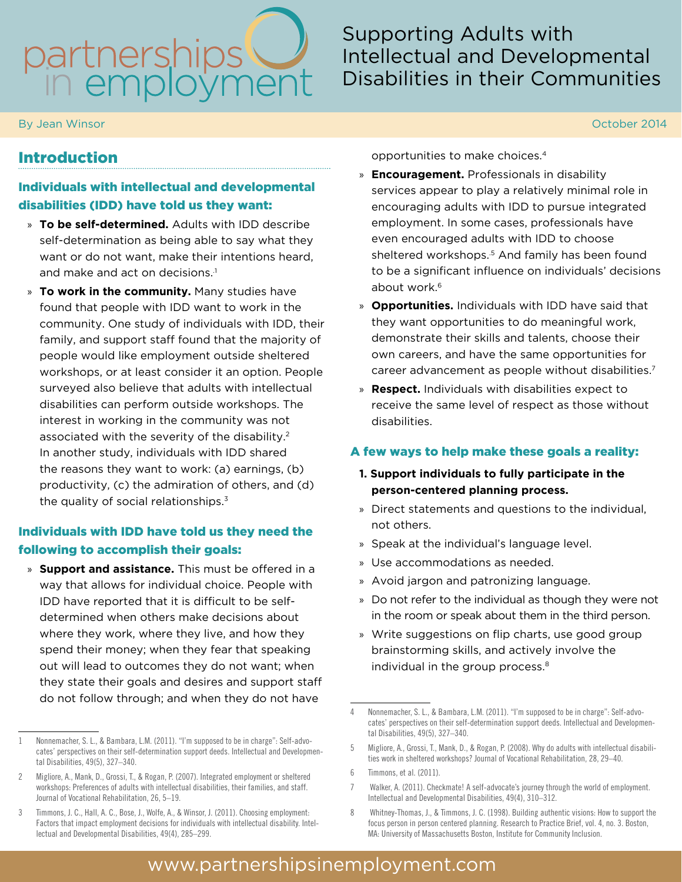partnerships in employment

# Supporting Adults with Intellectual and Developmental Disabilities in their Communities

By Jean Winsor

October 2014

## Introduction

### Individuals with intellectual and developmental disabilities (IDD) have told us they want:

- **To be self-determined.** Adults with IDD describe self-determination as being able to say what they want or do not want, make their intentions heard, and make and act on decisions.[1]
- **To work in the community.** Many studies have found that people with IDD want to work in the community. One study of individuals with IDD, their family, and support staff found that the majority of people would like employment outside sheltered workshops, or at least consider it an option. People surveyed also believe that adults with intellectual disabilities can perform outside workshops. The interest in working in the community was not associated with the severity of the disability.[2] In another study, individuals with IDD shared the reasons they want to work: (a) earnings, (b) productivity, (c) the admiration of others, and (d) the quality of social relationships.[3]

### Individuals with IDD have told us they need the following to accomplish their goals:

- **Support and assistance.** This must be offered in a way that allows for individual choice. People with IDD have reported that it is difficult to be self-determined when others make decisions about where they work, where they live, and how they spend their money; when they fear that speaking out will lead to outcomes they do not want; when they state their goals and desires and support staff do not follow through; and when they do not have opportunities to make choices.[4]
- **Encouragement.** Professionals in disability services appear to play a relatively minimal role in encouraging adults with IDD to pursue integrated employment. In some cases, professionals have even encouraged adults with IDD to choose sheltered workshops.[5] And family has been found to be a significant influence on individuals' decisions about work.[6]
- **Opportunities.** Individuals with IDD have said that they want opportunities to do meaningful work, demonstrate their skills and talents, choose their own careers, and have the same opportunities for career advancement as people without disabilities.[7]
- **Respect.** Individuals with disabilities expect to receive the same level of respect as those without disabilities.

### A few ways to help make these goals a reality:

**1. Support individuals to fully participate in the person-centered planning process.**

- Direct statements and questions to the individual, not others.
- Speak at the individual's language level.
- Use accommodations as needed.
- Avoid jargon and patronizing language.
- Do not refer to the individual as though they were not in the room or speak about them in the third person.
- Write suggestions on flip charts, use good group brainstorming skills, and actively involve the individual in the group process.[8]

---

1 Nonnemacher, S. L., & Bambara, L.M. (2011). "I'm supposed to be in charge": Self-advocates' perspectives on their self-determination support deeds. Intellectual and Developmental Disabilities, 49(5), 327–340.

2 Migliore, A., Mank, D., Grossi, T., & Rogan, P. (2007). Integrated employment or sheltered workshops: Preferences of adults with intellectual disabilities, their families, and staff. Journal of Vocational Rehabilitation, 26, 5–19.

3 Timmons, J. C., Hall, A. C., Bose, J., Wolfe, A., & Winsor, J. (2011). Choosing employment: Factors that impact employment decisions for individuals with intellectual disability. Intellectual and Developmental Disabilities, 49(4), 285–299.

4 Nonnemacher, S. L., & Bambara, L.M. (2011). "I'm supposed to be in charge": Self-advocates' perspectives on their self-determination support deeds. Intellectual and Developmental Disabilities, 49(5), 327–340.

5 Migliore, A., Grossi, T., Mank, D., & Rogan, P. (2008). Why do adults with intellectual disabilities work in sheltered workshops? Journal of Vocational Rehabilitation, 28, 29–40.

6 Timmons, et al. (2011).

7 Walker, A. (2011). Checkmate! A self-advocate's journey through the world of employment. Intellectual and Developmental Disabilities, 49(4), 310–312.

8 Whitney-Thomas, J., & Timmons, J. C. (1998). Building authentic visions: How to support the focus person in person centered planning. Research to Practice Brief, vol. 4, no. 3. Boston, MA: University of Massachusetts Boston, Institute for Community Inclusion.

www.partnershipsinemployment.com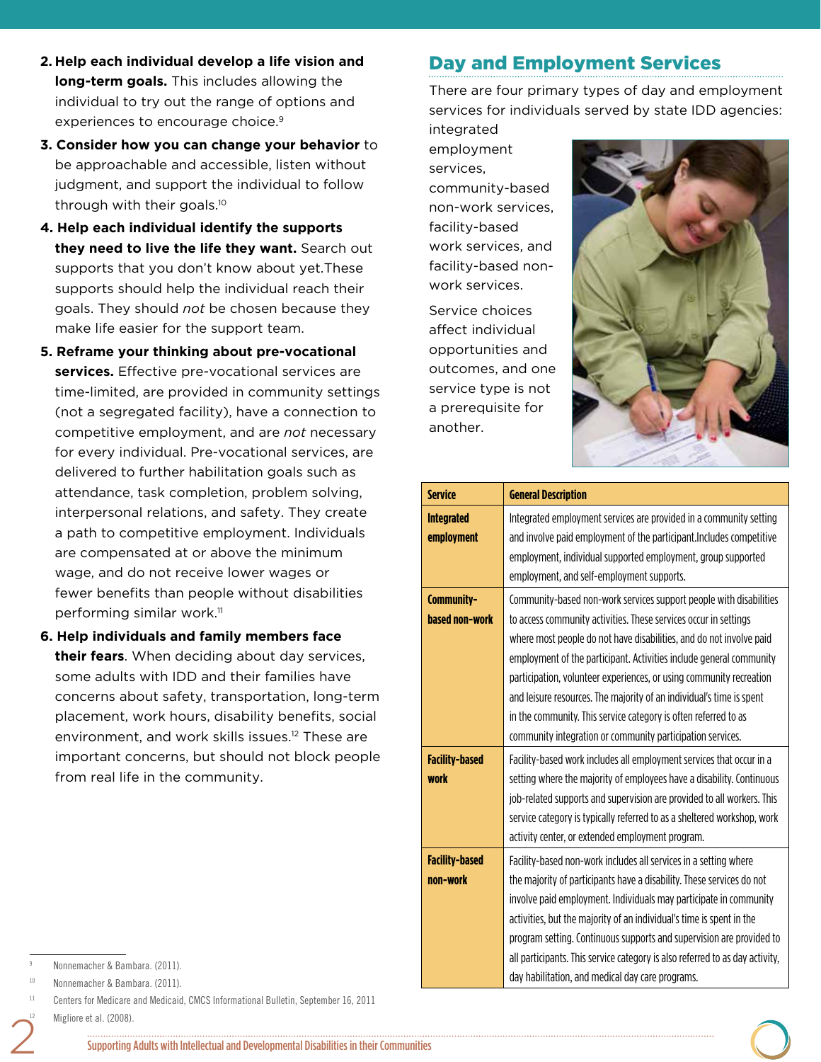2. **Help each individual develop a life vision and long-term goals.** This includes allowing the individual to try out the range of options and experiences to encourage choice.[9]

3. **Consider how you can change your behavior** to be approachable and accessible, listen without judgment, and support the individual to follow through with their goals.[10]

4. **Help each individual identify the supports they need to live the life they want.** Search out supports that you don't know about yet.These supports should help the individual reach their goals. They should *not* be chosen because they make life easier for the support team.

5. **Reframe your thinking about pre-vocational services.** Effective pre-vocational services are time-limited, are provided in community settings (not a segregated facility), have a connection to competitive employment, and are *not* necessary for every individual. Pre-vocational services, are delivered to further habilitation goals such as attendance, task completion, problem solving, interpersonal relations, and safety. They create a path to competitive employment. Individuals are compensated at or above the minimum wage, and do not receive lower wages or fewer benefits than people without disabilities performing similar work.[11]

6. **Help individuals and family members face their fears**. When deciding about day services, some adults with IDD and their families have concerns about safety, transportation, long-term placement, work hours, disability benefits, social environment, and work skills issues.[12] These are important concerns, but should not block people from real life in the community.

## Day and Employment Services

There are four primary types of day and employment services for individuals served by state IDD agencies: integrated employment services, community-based non-work services, facility-based work services, and facility-based non-work services.

Service choices affect individual opportunities and outcomes, and one service type is not a prerequisite for another.

| Service | General Description |
|---|---|
| **Integrated employment** | Integrated employment services are provided in a community setting and involve paid employment of the participant.Includes competitive employment, individual supported employment, group supported employment, and self-employment supports. |
| **Community-based non-work** | Community-based non-work services support people with disabilities to access community activities. These services occur in settings where most people do not have disabilities, and do not involve paid employment of the participant. Activities include general community participation, volunteer experiences, or using community recreation and leisure resources. The majority of an individual's time is spent in the community. This service category is often referred to as community integration or community participation services. |
| **Facility-based work** | Facility-based work includes all employment services that occur in a setting where the majority of employees have a disability. Continuous job-related supports and supervision are provided to all workers. This service category is typically referred to as a sheltered workshop, work activity center, or extended employment program. |
| **Facility-based non-work** | Facility-based non-work includes all services in a setting where the majority of participants have a disability. These services do not involve paid employment. Individuals may participate in community activities, but the majority of an individual's time is spent in the program setting. Continuous supports and supervision are provided to all participants. This service category is also referred to as day activity, day habilitation, and medical day care programs. |

[9] Nonnemacher & Bambara. (2011).

[10] Nonnemacher & Bambara. (2011).

[11] Centers for Medicare and Medicaid, CMCS Informational Bulletin, September 16, 2011

[12] Migliore et al. (2008).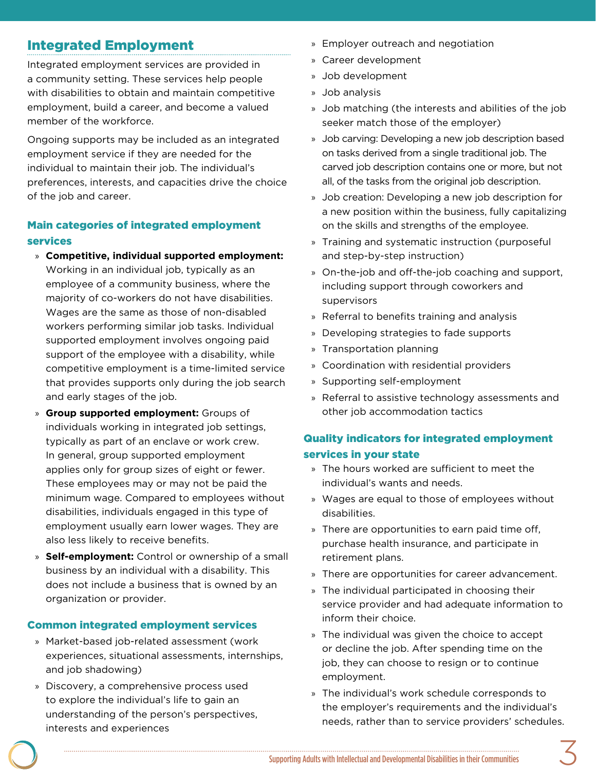## Integrated Employment

Integrated employment services are provided in a community setting. These services help people with disabilities to obtain and maintain competitive employment, build a career, and become a valued member of the workforce.

Ongoing supports may be included as an integrated employment service if they are needed for the individual to maintain their job. The individual's preferences, interests, and capacities drive the choice of the job and career.

### Main categories of integrated employment services

- **Competitive, individual supported employment:** Working in an individual job, typically as an employee of a community business, where the majority of co-workers do not have disabilities. Wages are the same as those of non-disabled workers performing similar job tasks. Individual supported employment involves ongoing paid support of the employee with a disability, while competitive employment is a time-limited service that provides supports only during the job search and early stages of the job.
- **Group supported employment:** Groups of individuals working in integrated job settings, typically as part of an enclave or work crew. In general, group supported employment applies only for group sizes of eight or fewer. These employees may or may not be paid the minimum wage. Compared to employees without disabilities, individuals engaged in this type of employment usually earn lower wages. They are also less likely to receive benefits.
- **Self-employment:** Control or ownership of a small business by an individual with a disability. This does not include a business that is owned by an organization or provider.

### Common integrated employment services

- Market-based job-related assessment (work experiences, situational assessments, internships, and job shadowing)
- Discovery, a comprehensive process used to explore the individual's life to gain an understanding of the person's perspectives, interests and experiences
- Employer outreach and negotiation
- Career development
- Job development
- Job analysis
- Job matching (the interests and abilities of the job seeker match those of the employer)
- Job carving: Developing a new job description based on tasks derived from a single traditional job. The carved job description contains one or more, but not all, of the tasks from the original job description.
- Job creation: Developing a new job description for a new position within the business, fully capitalizing on the skills and strengths of the employee.
- Training and systematic instruction (purposeful and step-by-step instruction)
- On-the-job and off-the-job coaching and support, including support through coworkers and supervisors
- Referral to benefits training and analysis
- Developing strategies to fade supports
- Transportation planning
- Coordination with residential providers
- Supporting self-employment
- Referral to assistive technology assessments and other job accommodation tactics

### Quality indicators for integrated employment services in your state

- The hours worked are sufficient to meet the individual's wants and needs.
- Wages are equal to those of employees without disabilities.
- There are opportunities to earn paid time off, purchase health insurance, and participate in retirement plans.
- There are opportunities for career advancement.
- The individual participated in choosing their service provider and had adequate information to inform their choice.
- The individual was given the choice to accept or decline the job. After spending time on the job, they can choose to resign or to continue employment.
- The individual's work schedule corresponds to the employer's requirements and the individual's needs, rather than to service providers' schedules.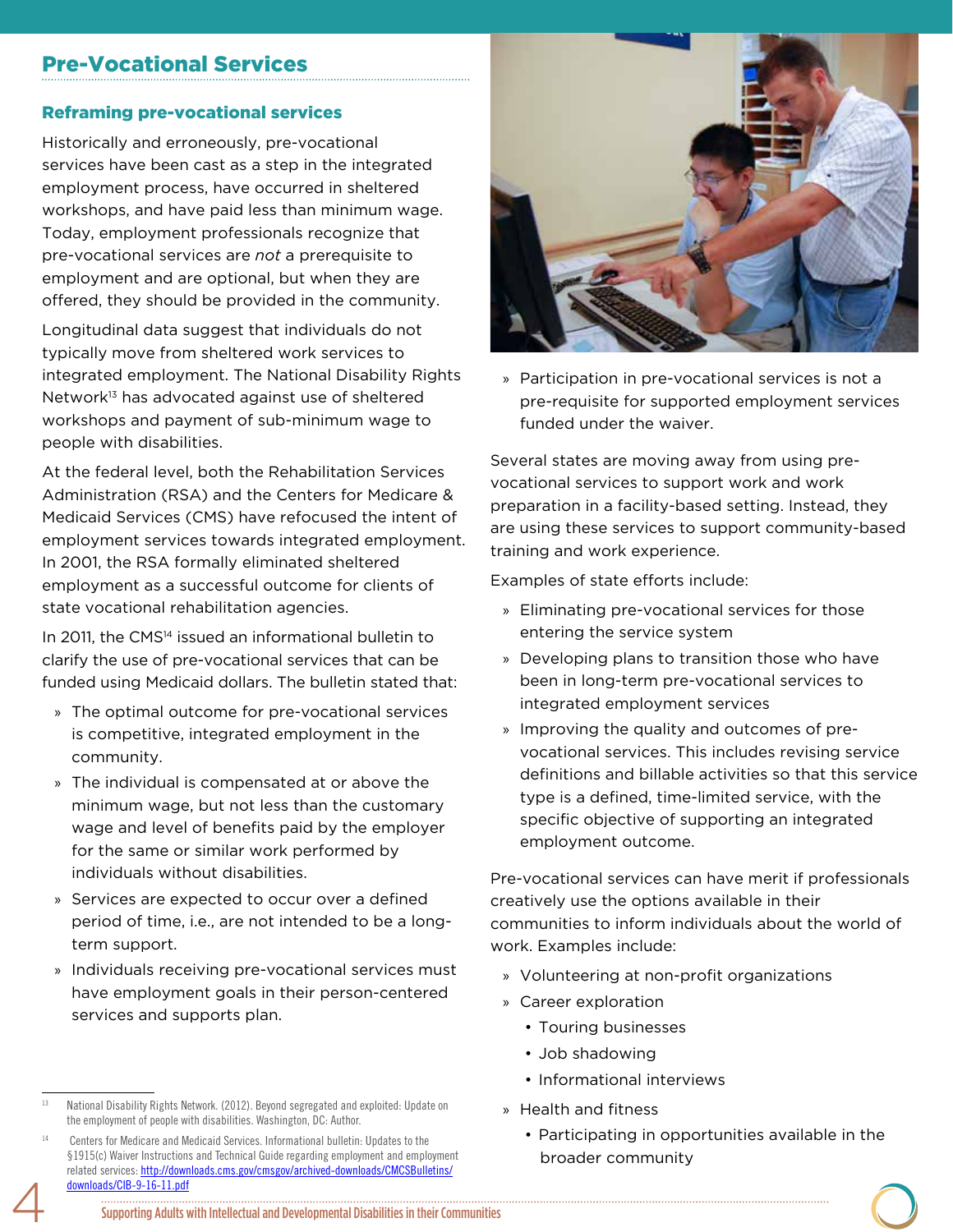## Pre-Vocational Services

### Reframing pre-vocational services

Historically and erroneously, pre-vocational services have been cast as a step in the integrated employment process, have occurred in sheltered workshops, and have paid less than minimum wage. Today, employment professionals recognize that pre-vocational services are *not* a prerequisite to employment and are optional, but when they are offered, they should be provided in the community.

Longitudinal data suggest that individuals do not typically move from sheltered work services to integrated employment. The National Disability Rights Network[13] has advocated against use of sheltered workshops and payment of sub-minimum wage to people with disabilities.

At the federal level, both the Rehabilitation Services Administration (RSA) and the Centers for Medicare & Medicaid Services (CMS) have refocused the intent of employment services towards integrated employment. In 2001, the RSA formally eliminated sheltered employment as a successful outcome for clients of state vocational rehabilitation agencies.

In 2011, the CMS[14] issued an informational bulletin to clarify the use of pre-vocational services that can be funded using Medicaid dollars. The bulletin stated that:

- The optimal outcome for pre-vocational services is competitive, integrated employment in the community.
- The individual is compensated at or above the minimum wage, but not less than the customary wage and level of benefits paid by the employer for the same or similar work performed by individuals without disabilities.
- Services are expected to occur over a defined period of time, i.e., are not intended to be a long-term support.
- Individuals receiving pre-vocational services must have employment goals in their person-centered services and supports plan.
- Participation in pre-vocational services is not a pre-requisite for supported employment services funded under the waiver.

Several states are moving away from using pre-vocational services to support work and work preparation in a facility-based setting. Instead, they are using these services to support community-based training and work experience.

Examples of state efforts include:

- Eliminating pre-vocational services for those entering the service system
- Developing plans to transition those who have been in long-term pre-vocational services to integrated employment services
- Improving the quality and outcomes of pre-vocational services. This includes revising service definitions and billable activities so that this service type is a defined, time-limited service, with the specific objective of supporting an integrated employment outcome.

Pre-vocational services can have merit if professionals creatively use the options available in their communities to inform individuals about the world of work. Examples include:

- Volunteering at non-profit organizations
- Career exploration
  - Touring businesses
  - Job shadowing
  - Informational interviews
- Health and fitness
  - Participating in opportunities available in the broader community

---

[13] National Disability Rights Network. (2012). Beyond segregated and exploited: Update on the employment of people with disabilities. Washington, DC: Author.

[14] Centers for Medicare and Medicaid Services. Informational bulletin: Updates to the §1915(c) Waiver Instructions and Technical Guide regarding employment and employment related services: http://downloads.cms.gov/cmsgov/archived-downloads/CMCSBulletins/downloads/CIB-9-16-11.pdf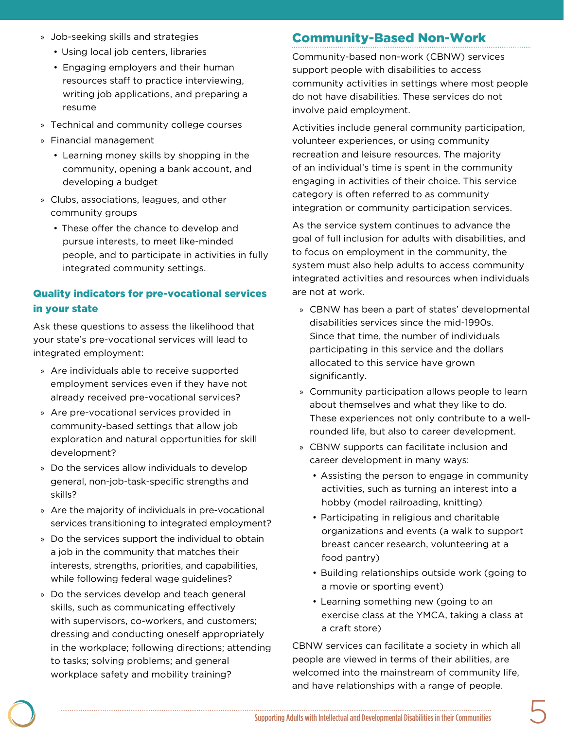- Job-seeking skills and strategies
  - Using local job centers, libraries
  - Engaging employers and their human resources staff to practice interviewing, writing job applications, and preparing a resume
- Technical and community college courses
- Financial management
  - Learning money skills by shopping in the community, opening a bank account, and developing a budget
- Clubs, associations, leagues, and other community groups
  - These offer the chance to develop and pursue interests, to meet like-minded people, and to participate in activities in fully integrated community settings.

### Quality indicators for pre-vocational services in your state

Ask these questions to assess the likelihood that your state's pre-vocational services will lead to integrated employment:

- Are individuals able to receive supported employment services even if they have not already received pre-vocational services?
- Are pre-vocational services provided in community-based settings that allow job exploration and natural opportunities for skill development?
- Do the services allow individuals to develop general, non-job-task-specific strengths and skills?
- Are the majority of individuals in pre-vocational services transitioning to integrated employment?
- Do the services support the individual to obtain a job in the community that matches their interests, strengths, priorities, and capabilities, while following federal wage guidelines?
- Do the services develop and teach general skills, such as communicating effectively with supervisors, co-workers, and customers; dressing and conducting oneself appropriately in the workplace; following directions; attending to tasks; solving problems; and general workplace safety and mobility training?

## Community-Based Non-Work

Community-based non-work (CBNW) services support people with disabilities to access community activities in settings where most people do not have disabilities. These services do not involve paid employment.

Activities include general community participation, volunteer experiences, or using community recreation and leisure resources. The majority of an individual's time is spent in the community engaging in activities of their choice. This service category is often referred to as community integration or community participation services.

As the service system continues to advance the goal of full inclusion for adults with disabilities, and to focus on employment in the community, the system must also help adults to access community integrated activities and resources when individuals are not at work.

- CBNW has been a part of states' developmental disabilities services since the mid-1990s. Since that time, the number of individuals participating in this service and the dollars allocated to this service have grown significantly.
- Community participation allows people to learn about themselves and what they like to do. These experiences not only contribute to a well-rounded life, but also to career development.
- CBNW supports can facilitate inclusion and career development in many ways:
  - Assisting the person to engage in community activities, such as turning an interest into a hobby (model railroading, knitting)
  - Participating in religious and charitable organizations and events (a walk to support breast cancer research, volunteering at a food pantry)
  - Building relationships outside work (going to a movie or sporting event)
  - Learning something new (going to an exercise class at the YMCA, taking a class at a craft store)

CBNW services can facilitate a society in which all people are viewed in terms of their abilities, are welcomed into the mainstream of community life, and have relationships with a range of people.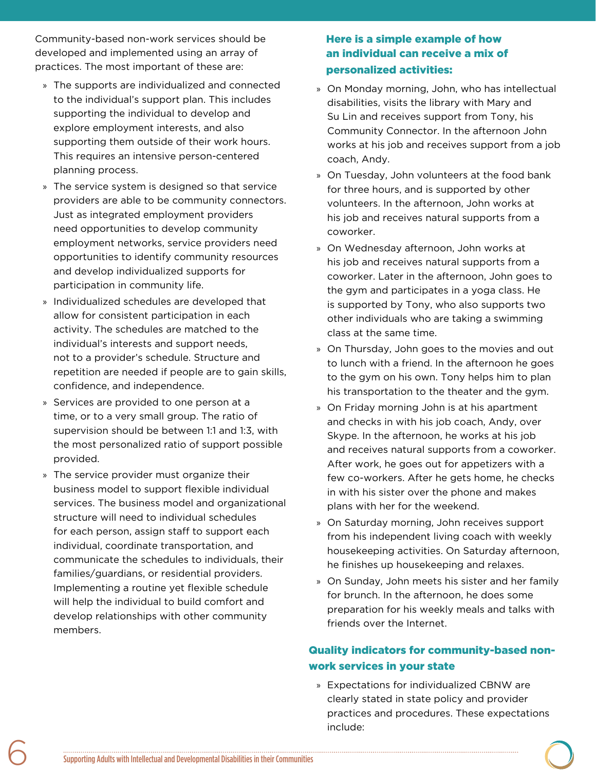Community-based non-work services should be developed and implemented using an array of practices. The most important of these are:

- The supports are individualized and connected to the individual's support plan. This includes supporting the individual to develop and explore employment interests, and also supporting them outside of their work hours. This requires an intensive person-centered planning process.
- The service system is designed so that service providers are able to be community connectors. Just as integrated employment providers need opportunities to develop community employment networks, service providers need opportunities to identify community resources and develop individualized supports for participation in community life.
- Individualized schedules are developed that allow for consistent participation in each activity. The schedules are matched to the individual's interests and support needs, not to a provider's schedule. Structure and repetition are needed if people are to gain skills, confidence, and independence.
- Services are provided to one person at a time, or to a very small group. The ratio of supervision should be between 1:1 and 1:3, with the most personalized ratio of support possible provided.
- The service provider must organize their business model to support flexible individual services. The business model and organizational structure will need to individual schedules for each person, assign staff to support each individual, coordinate transportation, and communicate the schedules to individuals, their families/guardians, or residential providers. Implementing a routine yet flexible schedule will help the individual to build comfort and develop relationships with other community members.

### Here is a simple example of how an individual can receive a mix of personalized activities:

- On Monday morning, John, who has intellectual disabilities, visits the library with Mary and Su Lin and receives support from Tony, his Community Connector. In the afternoon John works at his job and receives support from a job coach, Andy.
- On Tuesday, John volunteers at the food bank for three hours, and is supported by other volunteers. In the afternoon, John works at his job and receives natural supports from a coworker.
- On Wednesday afternoon, John works at his job and receives natural supports from a coworker. Later in the afternoon, John goes to the gym and participates in a yoga class. He is supported by Tony, who also supports two other individuals who are taking a swimming class at the same time.
- On Thursday, John goes to the movies and out to lunch with a friend. In the afternoon he goes to the gym on his own. Tony helps him to plan his transportation to the theater and the gym.
- On Friday morning John is at his apartment and checks in with his job coach, Andy, over Skype. In the afternoon, he works at his job and receives natural supports from a coworker. After work, he goes out for appetizers with a few co-workers. After he gets home, he checks in with his sister over the phone and makes plans with her for the weekend.
- On Saturday morning, John receives support from his independent living coach with weekly housekeeping activities. On Saturday afternoon, he finishes up housekeeping and relaxes.
- On Sunday, John meets his sister and her family for brunch. In the afternoon, he does some preparation for his weekly meals and talks with friends over the Internet.

### Quality indicators for community-based non-work services in your state

- Expectations for individualized CBNW are clearly stated in state policy and provider practices and procedures. These expectations include: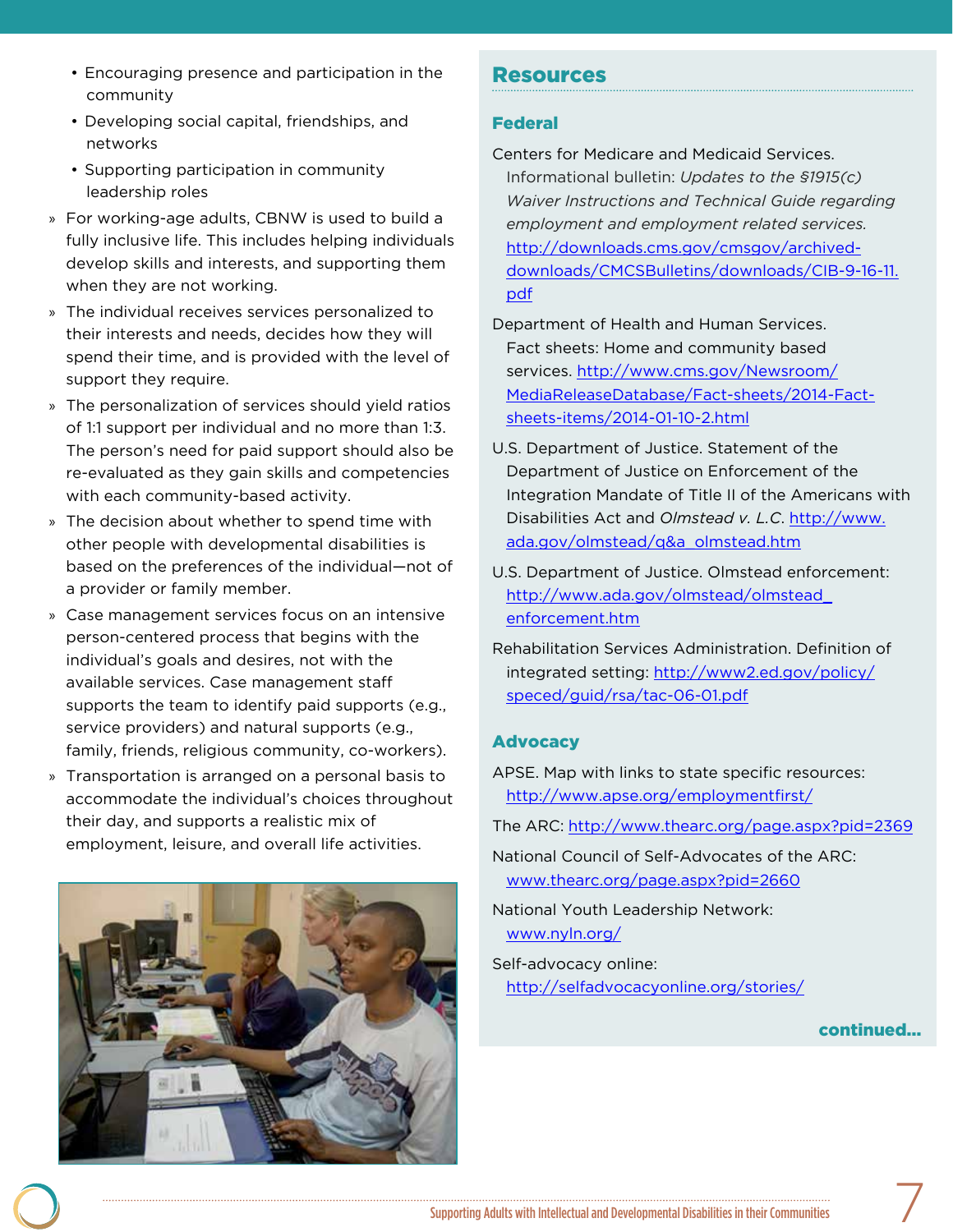- Encouraging presence and participation in the community
- Developing social capital, friendships, and networks
- Supporting participation in community leadership roles

» For working-age adults, CBNW is used to build a fully inclusive life. This includes helping individuals develop skills and interests, and supporting them when they are not working.

» The individual receives services personalized to their interests and needs, decides how they will spend their time, and is provided with the level of support they require.

» The personalization of services should yield ratios of 1:1 support per individual and no more than 1:3. The person's need for paid support should also be re-evaluated as they gain skills and competencies with each community-based activity.

» The decision about whether to spend time with other people with developmental disabilities is based on the preferences of the individual—not of a provider or family member.

» Case management services focus on an intensive person-centered process that begins with the individual's goals and desires, not with the available services. Case management staff supports the team to identify paid supports (e.g., service providers) and natural supports (e.g., family, friends, religious community, co-workers).

» Transportation is arranged on a personal basis to accommodate the individual's choices throughout their day, and supports a realistic mix of employment, leisure, and overall life activities.

## Resources

### Federal

Centers for Medicare and Medicaid Services. Informational bulletin: *Updates to the §1915(c) Waiver Instructions and Technical Guide regarding employment and employment related services.* http://downloads.cms.gov/cmsgov/archived-downloads/CMCSBulletins/downloads/CIB-9-16-11.pdf

Department of Health and Human Services. Fact sheets: Home and community based services. http://www.cms.gov/Newsroom/MediaReleaseDatabase/Fact-sheets/2014-Fact-sheets-items/2014-01-10-2.html

U.S. Department of Justice. Statement of the Department of Justice on Enforcement of the Integration Mandate of Title II of the Americans with Disabilities Act and *Olmstead v. L.C.* http://www.ada.gov/olmstead/q&a_olmstead.htm

U.S. Department of Justice. Olmstead enforcement: http://www.ada.gov/olmstead/olmstead_enforcement.htm

Rehabilitation Services Administration. Definition of integrated setting: http://www2.ed.gov/policy/speced/guid/rsa/tac-06-01.pdf

### Advocacy

APSE. Map with links to state specific resources: http://www.apse.org/employmentfirst/

The ARC: http://www.thearc.org/page.aspx?pid=2369

National Council of Self-Advocates of the ARC: www.thearc.org/page.aspx?pid=2660

National Youth Leadership Network: www.nyln.org/

Self-advocacy online: http://selfadvocacyonline.org/stories/

**continued...**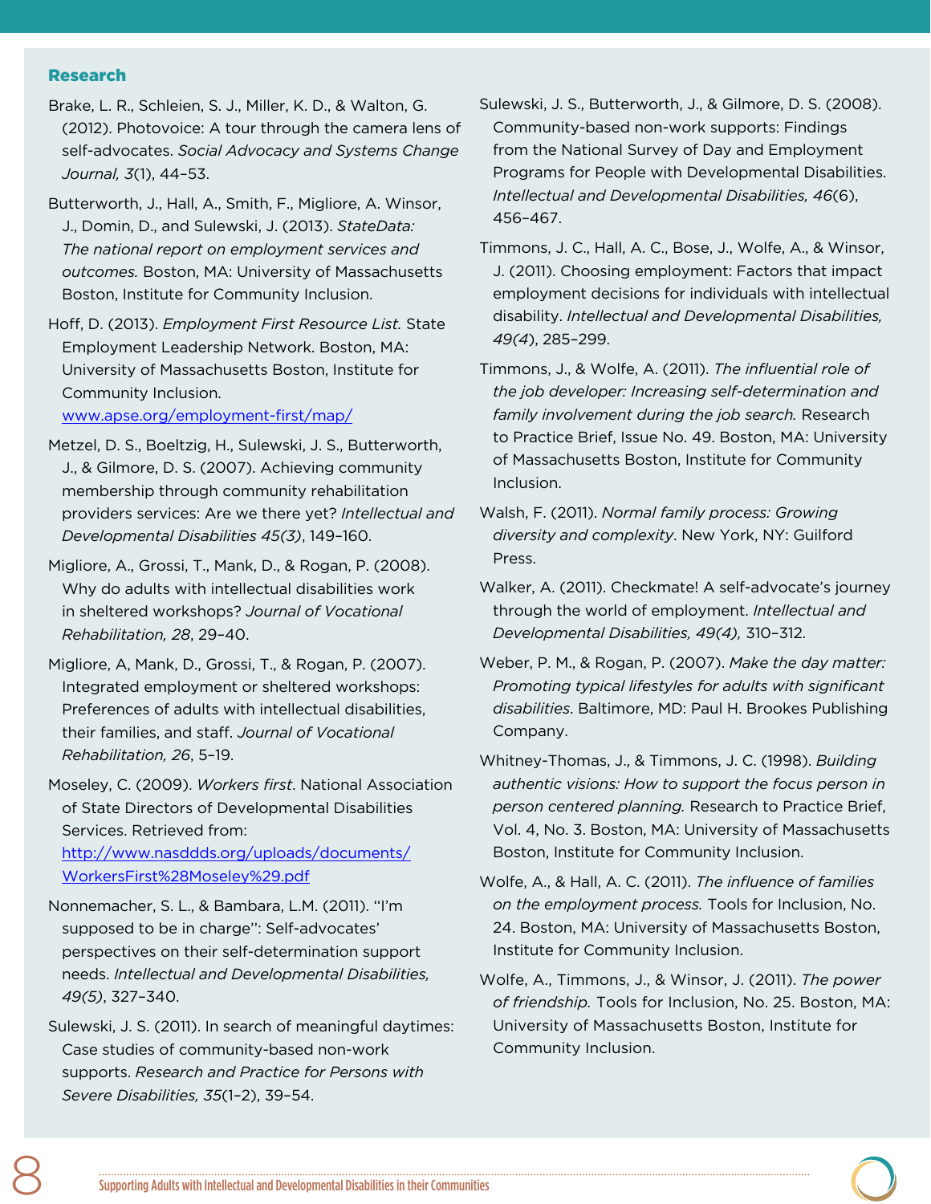### Research

Brake, L. R., Schleien, S. J., Miller, K. D., & Walton, G. (2012). Photovoice: A tour through the camera lens of self-advocates. *Social Advocacy and Systems Change Journal, 3*(1), 44–53.

Butterworth, J., Hall, A., Smith, F., Migliore, A. Winsor, J., Domin, D., and Sulewski, J. (2013). *StateData: The national report on employment services and outcomes.* Boston, MA: University of Massachusetts Boston, Institute for Community Inclusion.

Hoff, D. (2013). *Employment First Resource List.* State Employment Leadership Network. Boston, MA: University of Massachusetts Boston, Institute for Community Inclusion. www.apse.org/employment-first/map/

Metzel, D. S., Boeltzig, H., Sulewski, J. S., Butterworth, J., & Gilmore, D. S. (2007). Achieving community membership through community rehabilitation providers services: Are we there yet? *Intellectual and Developmental Disabilities 45(3)*, 149–160.

Migliore, A., Grossi, T., Mank, D., & Rogan, P. (2008). Why do adults with intellectual disabilities work in sheltered workshops? *Journal of Vocational Rehabilitation, 28*, 29–40.

Migliore, A, Mank, D., Grossi, T., & Rogan, P. (2007). Integrated employment or sheltered workshops: Preferences of adults with intellectual disabilities, their families, and staff. *Journal of Vocational Rehabilitation, 26*, 5–19.

Moseley, C. (2009). *Workers first.* National Association of State Directors of Developmental Disabilities Services. Retrieved from: http://www.nasddds.org/uploads/documents/WorkersFirst%28Moseley%29.pdf

Nonnemacher, S. L., & Bambara, L.M. (2011). "I'm supposed to be in charge": Self-advocates' perspectives on their self-determination support needs. *Intellectual and Developmental Disabilities, 49(5)*, 327–340.

Sulewski, J. S. (2011). In search of meaningful daytimes: Case studies of community-based non-work supports. *Research and Practice for Persons with Severe Disabilities, 35*(1–2), 39–54.

Sulewski, J. S., Butterworth, J., & Gilmore, D. S. (2008). Community-based non-work supports: Findings from the National Survey of Day and Employment Programs for People with Developmental Disabilities. *Intellectual and Developmental Disabilities, 46*(6), 456–467.

Timmons, J. C., Hall, A. C., Bose, J., Wolfe, A., & Winsor, J. (2011). Choosing employment: Factors that impact employment decisions for individuals with intellectual disability. *Intellectual and Developmental Disabilities, 49(4)*, 285–299.

Timmons, J., & Wolfe, A. (2011). *The influential role of the job developer: Increasing self-determination and family involvement during the job search.* Research to Practice Brief, Issue No. 49. Boston, MA: University of Massachusetts Boston, Institute for Community Inclusion.

Walsh, F. (2011). *Normal family process: Growing diversity and complexity*. New York, NY: Guilford Press.

Walker, A. (2011). Checkmate! A self-advocate's journey through the world of employment. *Intellectual and Developmental Disabilities, 49(4),* 310–312.

Weber, P. M., & Rogan, P. (2007). *Make the day matter: Promoting typical lifestyles for adults with significant disabilities*. Baltimore, MD: Paul H. Brookes Publishing Company.

Whitney-Thomas, J., & Timmons, J. C. (1998). *Building authentic visions: How to support the focus person in person centered planning.* Research to Practice Brief, Vol. 4, No. 3. Boston, MA: University of Massachusetts Boston, Institute for Community Inclusion.

Wolfe, A., & Hall, A. C. (2011). *The influence of families on the employment process.* Tools for Inclusion, No. 24. Boston, MA: University of Massachusetts Boston, Institute for Community Inclusion.

Wolfe, A., Timmons, J., & Winsor, J. (2011). *The power of friendship.* Tools for Inclusion, No. 25. Boston, MA: University of Massachusetts Boston, Institute for Community Inclusion.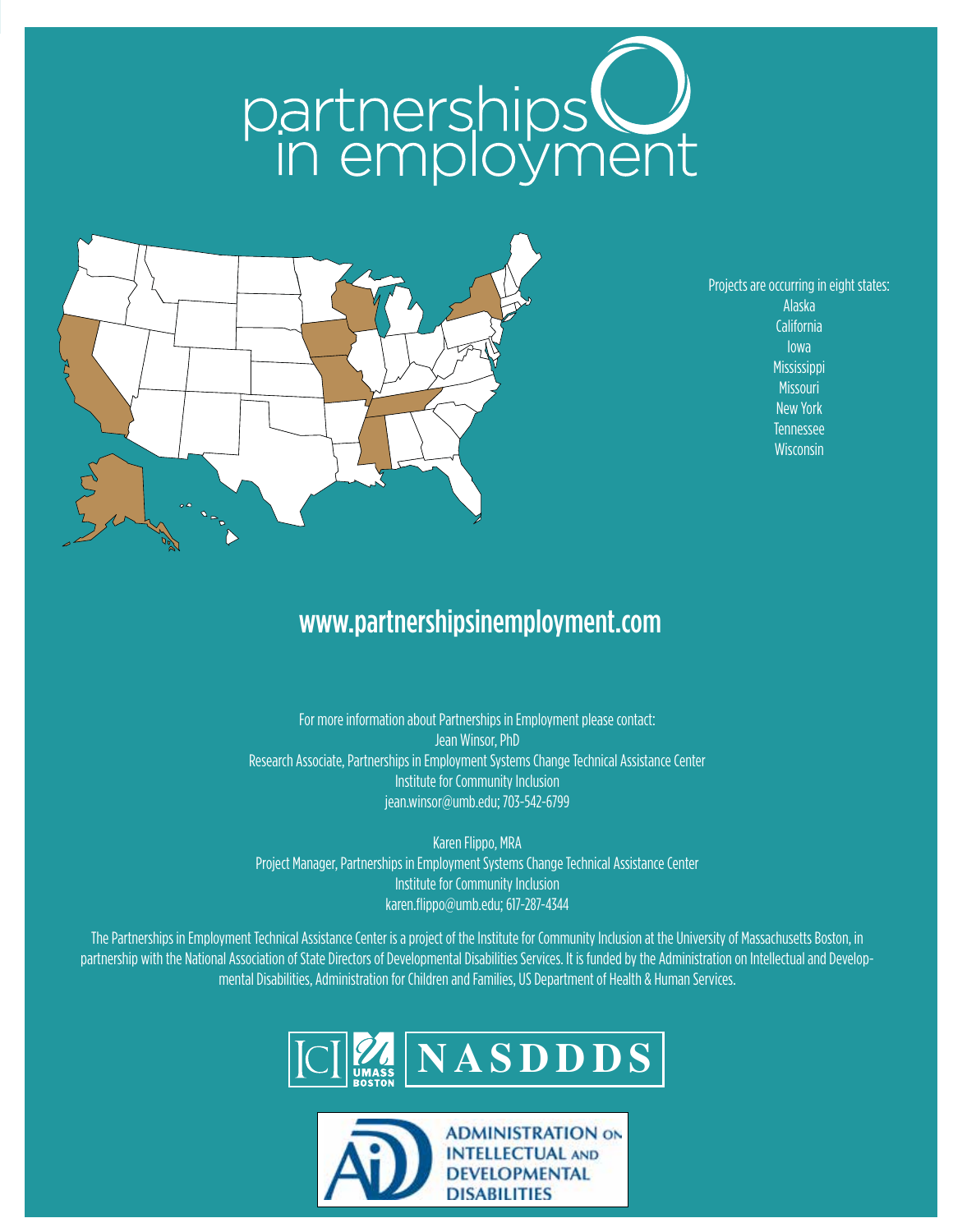# partnerships in employment

Projects are occurring in eight states:

Alaska
California
Iowa
Mississippi
Missouri
New York
Tennessee
Wisconsin

## www.partnershipsinemployment.com

For more information about Partnerships in Employment please contact:

Jean Winsor, PhD
Research Associate, Partnerships in Employment Systems Change Technical Assistance Center
Institute for Community Inclusion
jean.winsor@umb.edu; 703-542-6799

Karen Flippo, MRA
Project Manager, Partnerships in Employment Systems Change Technical Assistance Center
Institute for Community Inclusion
karen.flippo@umb.edu; 617-287-4344

The Partnerships in Employment Technical Assistance Center is a project of the Institute for Community Inclusion at the University of Massachusetts Boston, in partnership with the National Association of State Directors of Developmental Disabilities Services. It is funded by the Administration on Intellectual and Developmental Disabilities, Administration for Children and Families, US Department of Health & Human Services.

ICI UMASS BOSTON NASDDDS

ADMINISTRATION ON INTELLECTUAL AND DEVELOPMENTAL DISABILITIES